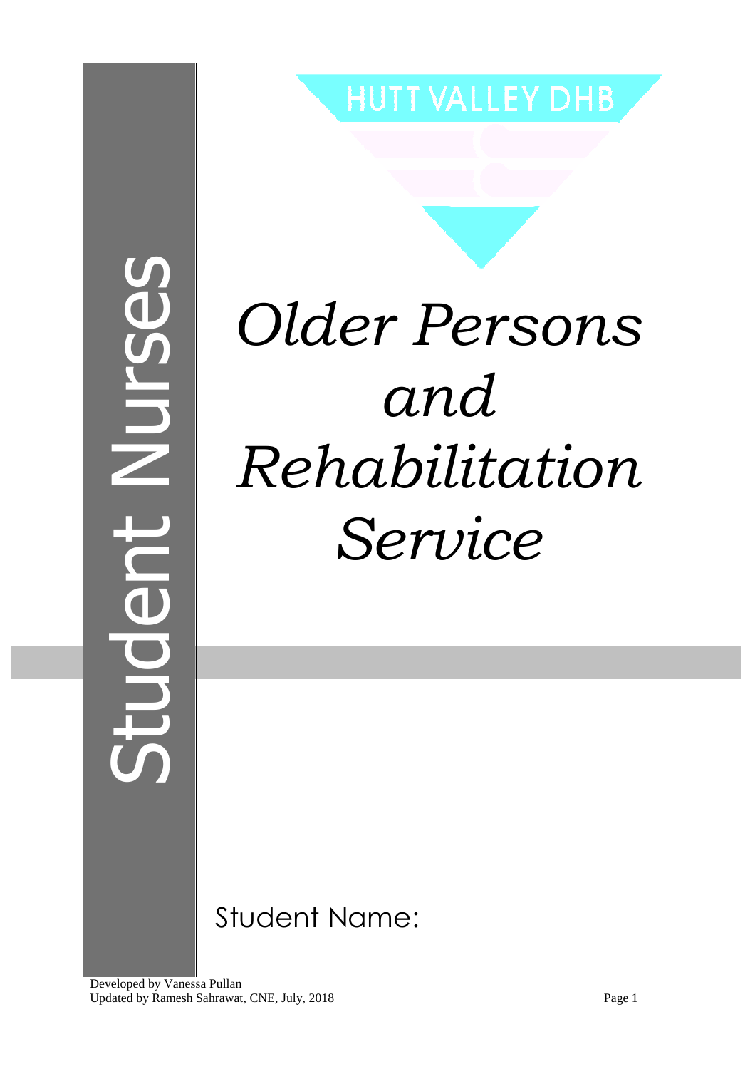HUTT VALLEY DHB

Student Nurses

# *Older Persons and Rehabilitation Service*

Student Name:

Developed by Vanessa Pullan
Updated by Ramesh Sahrawat, CNE, July, 2018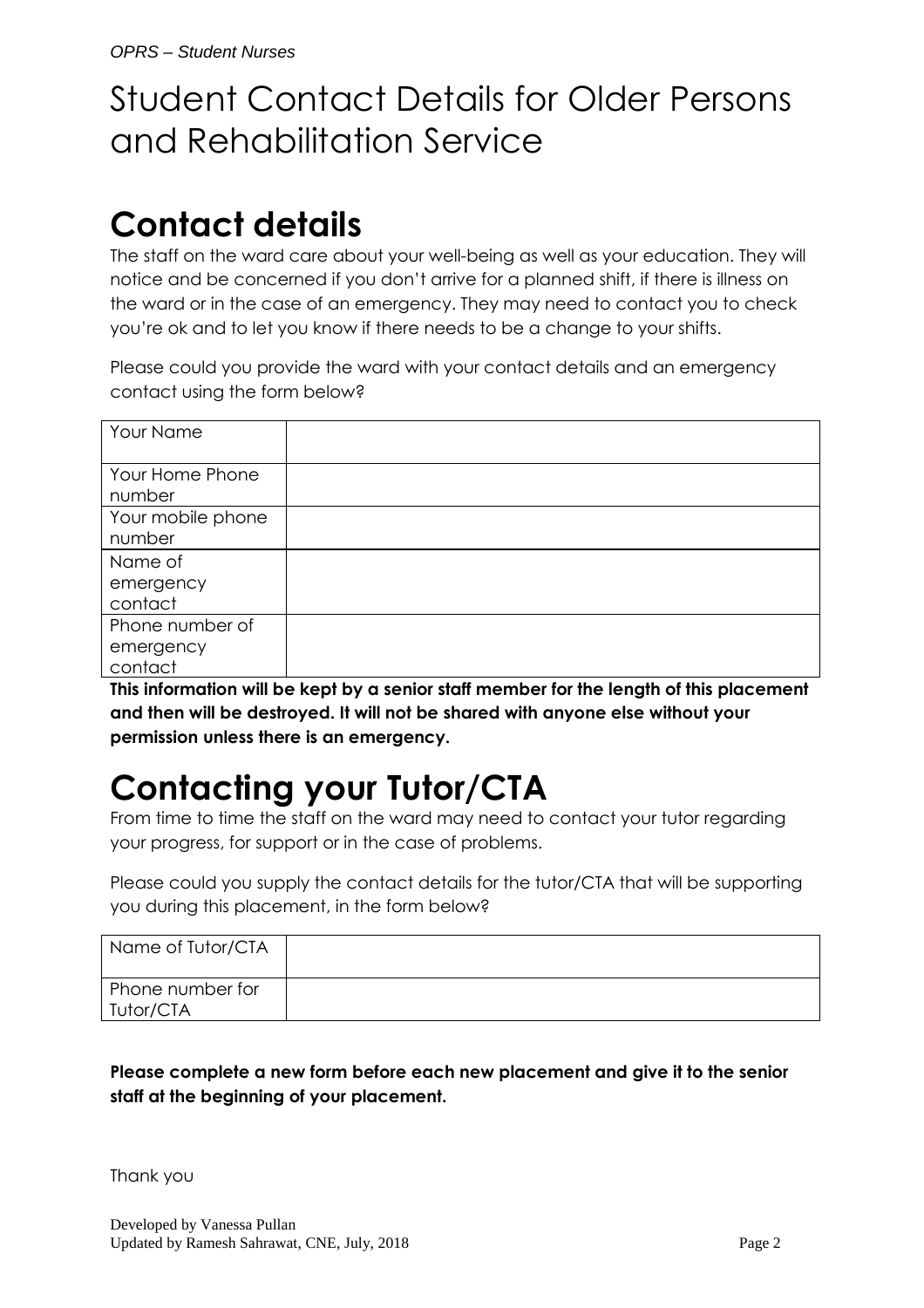# Student Contact Details for Older Persons and Rehabilitation Service

## Contact details

The staff on the ward care about your well-being as well as your education. They will notice and be concerned if you don't arrive for a planned shift, if there is illness on the ward or in the case of an emergency. They may need to contact you to check you're ok and to let you know if there needs to be a change to your shifts.

Please could you provide the ward with your contact details and an emergency contact using the form below?

| | |
|---|---|
| Your Name | |
| Your Home Phone number | |
| Your mobile phone number | |
| Name of emergency contact | |
| Phone number of emergency contact | |

**This information will be kept by a senior staff member for the length of this placement and then will be destroyed. It will not be shared with anyone else without your permission unless there is an emergency.**

## Contacting your Tutor/CTA

From time to time the staff on the ward may need to contact your tutor regarding your progress, for support or in the case of problems.

Please could you supply the contact details for the tutor/CTA that will be supporting you during this placement, in the form below?

| | |
|---|---|
| Name of Tutor/CTA | |
| Phone number for Tutor/CTA | |

**Please complete a new form before each new placement and give it to the senior staff at the beginning of your placement.**

Thank you

Developed by Vanessa Pullan
Updated by Ramesh Sahrawat, CNE, July, 2018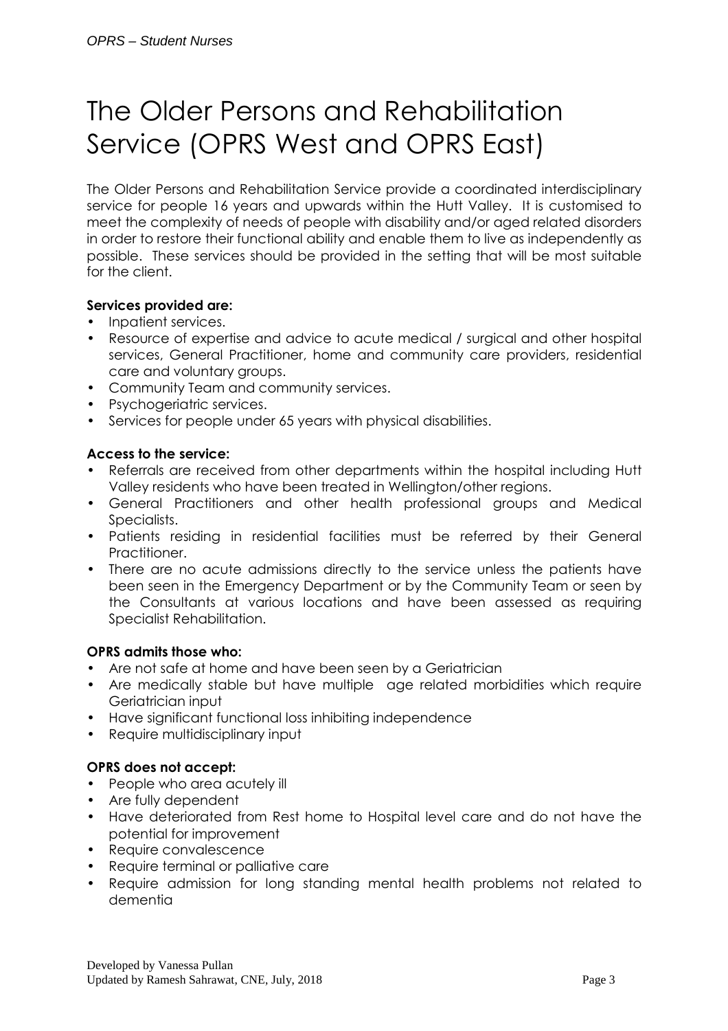# The Older Persons and Rehabilitation Service (OPRS West and OPRS East)

The Older Persons and Rehabilitation Service provide a coordinated interdisciplinary service for people 16 years and upwards within the Hutt Valley. It is customised to meet the complexity of needs of people with disability and/or aged related disorders in order to restore their functional ability and enable them to live as independently as possible. These services should be provided in the setting that will be most suitable for the client.

**Services provided are:**

- Inpatient services.
- Resource of expertise and advice to acute medical / surgical and other hospital services, General Practitioner, home and community care providers, residential care and voluntary groups.
- Community Team and community services.
- Psychogeriatric services.
- Services for people under 65 years with physical disabilities.

**Access to the service:**

- Referrals are received from other departments within the hospital including Hutt Valley residents who have been treated in Wellington/other regions.
- General Practitioners and other health professional groups and Medical Specialists.
- Patients residing in residential facilities must be referred by their General Practitioner.
- There are no acute admissions directly to the service unless the patients have been seen in the Emergency Department or by the Community Team or seen by the Consultants at various locations and have been assessed as requiring Specialist Rehabilitation.

**OPRS admits those who:**

- Are not safe at home and have been seen by a Geriatrician
- Are medically stable but have multiple age related morbidities which require Geriatrician input
- Have significant functional loss inhibiting independence
- Require multidisciplinary input

**OPRS does not accept:**

- People who area acutely ill
- Are fully dependent
- Have deteriorated from Rest home to Hospital level care and do not have the potential for improvement
- Require convalescence
- Require terminal or palliative care
- Require admission for long standing mental health problems not related to dementia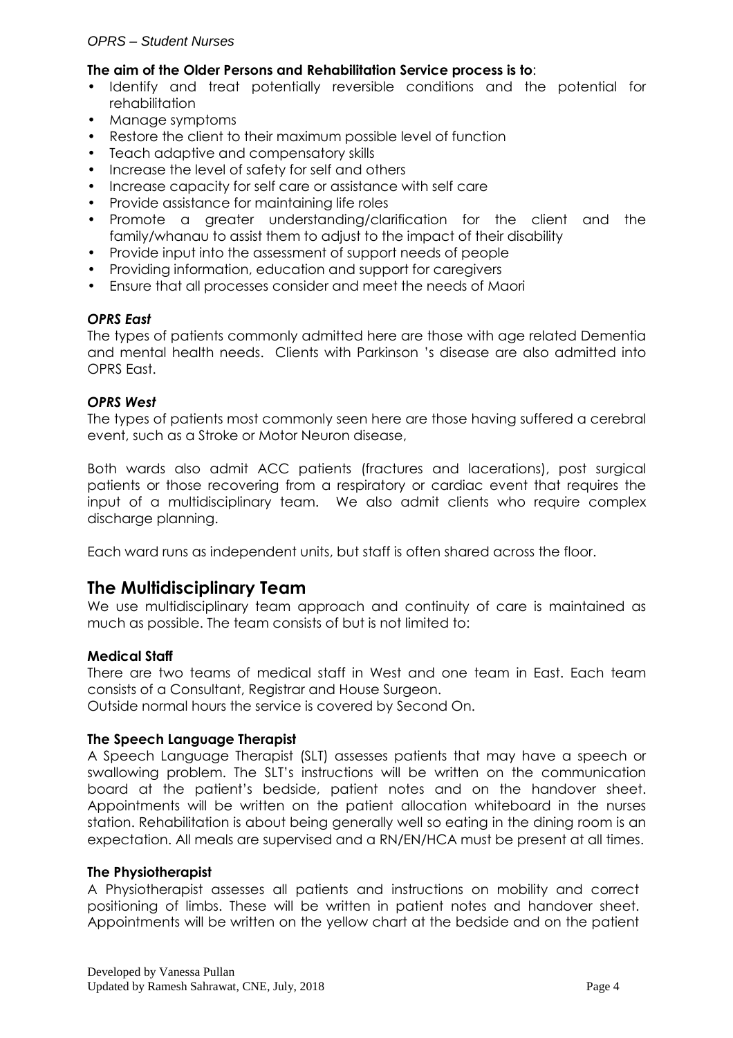**The aim of the Older Persons and Rehabilitation Service process is to**:

- Identify and treat potentially reversible conditions and the potential for rehabilitation
- Manage symptoms
- Restore the client to their maximum possible level of function
- Teach adaptive and compensatory skills
- Increase the level of safety for self and others
- Increase capacity for self care or assistance with self care
- Provide assistance for maintaining life roles
- Promote a greater understanding/clarification for the client and the family/whanau to assist them to adjust to the impact of their disability
- Provide input into the assessment of support needs of people
- Providing information, education and support for caregivers
- Ensure that all processes consider and meet the needs of Maori

***OPRS East***

The types of patients commonly admitted here are those with age related Dementia and mental health needs. Clients with Parkinson 's disease are also admitted into OPRS East.

***OPRS West***

The types of patients most commonly seen here are those having suffered a cerebral event, such as a Stroke or Motor Neuron disease,

Both wards also admit ACC patients (fractures and lacerations), post surgical patients or those recovering from a respiratory or cardiac event that requires the input of a multidisciplinary team. We also admit clients who require complex discharge planning.

Each ward runs as independent units, but staff is often shared across the floor.

## The Multidisciplinary Team

We use multidisciplinary team approach and continuity of care is maintained as much as possible. The team consists of but is not limited to:

**Medical Staff**

There are two teams of medical staff in West and one team in East. Each team consists of a Consultant, Registrar and House Surgeon.
Outside normal hours the service is covered by Second On.

**The Speech Language Therapist**

A Speech Language Therapist (SLT) assesses patients that may have a speech or swallowing problem. The SLT's instructions will be written on the communication board at the patient's bedside, patient notes and on the handover sheet. Appointments will be written on the patient allocation whiteboard in the nurses station. Rehabilitation is about being generally well so eating in the dining room is an expectation. All meals are supervised and a RN/EN/HCA must be present at all times.

**The Physiotherapist**

A Physiotherapist assesses all patients and instructions on mobility and correct positioning of limbs. These will be written in patient notes and handover sheet. Appointments will be written on the yellow chart at the bedside and on the patient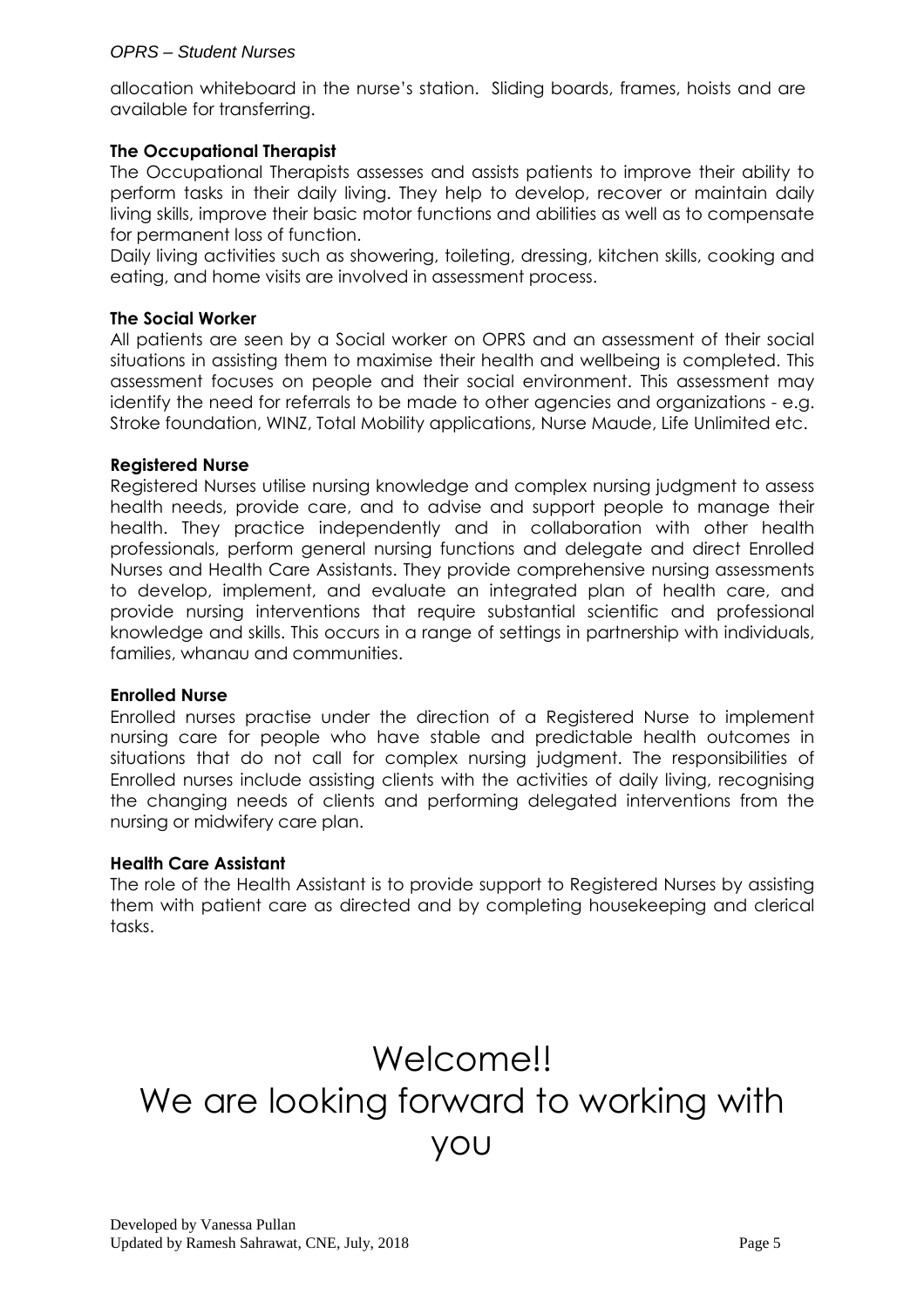allocation whiteboard in the nurse's station. Sliding boards, frames, hoists and are available for transferring.

**The Occupational Therapist**

The Occupational Therapists assesses and assists patients to improve their ability to perform tasks in their daily living. They help to develop, recover or maintain daily living skills, improve their basic motor functions and abilities as well as to compensate for permanent loss of function.

Daily living activities such as showering, toileting, dressing, kitchen skills, cooking and eating, and home visits are involved in assessment process.

**The Social Worker**

All patients are seen by a Social worker on OPRS and an assessment of their social situations in assisting them to maximise their health and wellbeing is completed. This assessment focuses on people and their social environment. This assessment may identify the need for referrals to be made to other agencies and organizations - e.g. Stroke foundation, WINZ, Total Mobility applications, Nurse Maude, Life Unlimited etc.

**Registered Nurse**

Registered Nurses utilise nursing knowledge and complex nursing judgment to assess health needs, provide care, and to advise and support people to manage their health. They practice independently and in collaboration with other health professionals, perform general nursing functions and delegate and direct Enrolled Nurses and Health Care Assistants. They provide comprehensive nursing assessments to develop, implement, and evaluate an integrated plan of health care, and provide nursing interventions that require substantial scientific and professional knowledge and skills. This occurs in a range of settings in partnership with individuals, families, whanau and communities.

**Enrolled Nurse**

Enrolled nurses practise under the direction of a Registered Nurse to implement nursing care for people who have stable and predictable health outcomes in situations that do not call for complex nursing judgment. The responsibilities of Enrolled nurses include assisting clients with the activities of daily living, recognising the changing needs of clients and performing delegated interventions from the nursing or midwifery care plan.

**Health Care Assistant**

The role of the Health Assistant is to provide support to Registered Nurses by assisting them with patient care as directed and by completing housekeeping and clerical tasks.

# Welcome!!
# We are looking forward to working with you

Developed by Vanessa Pullan
Updated by Ramesh Sahrawat, CNE, July, 2018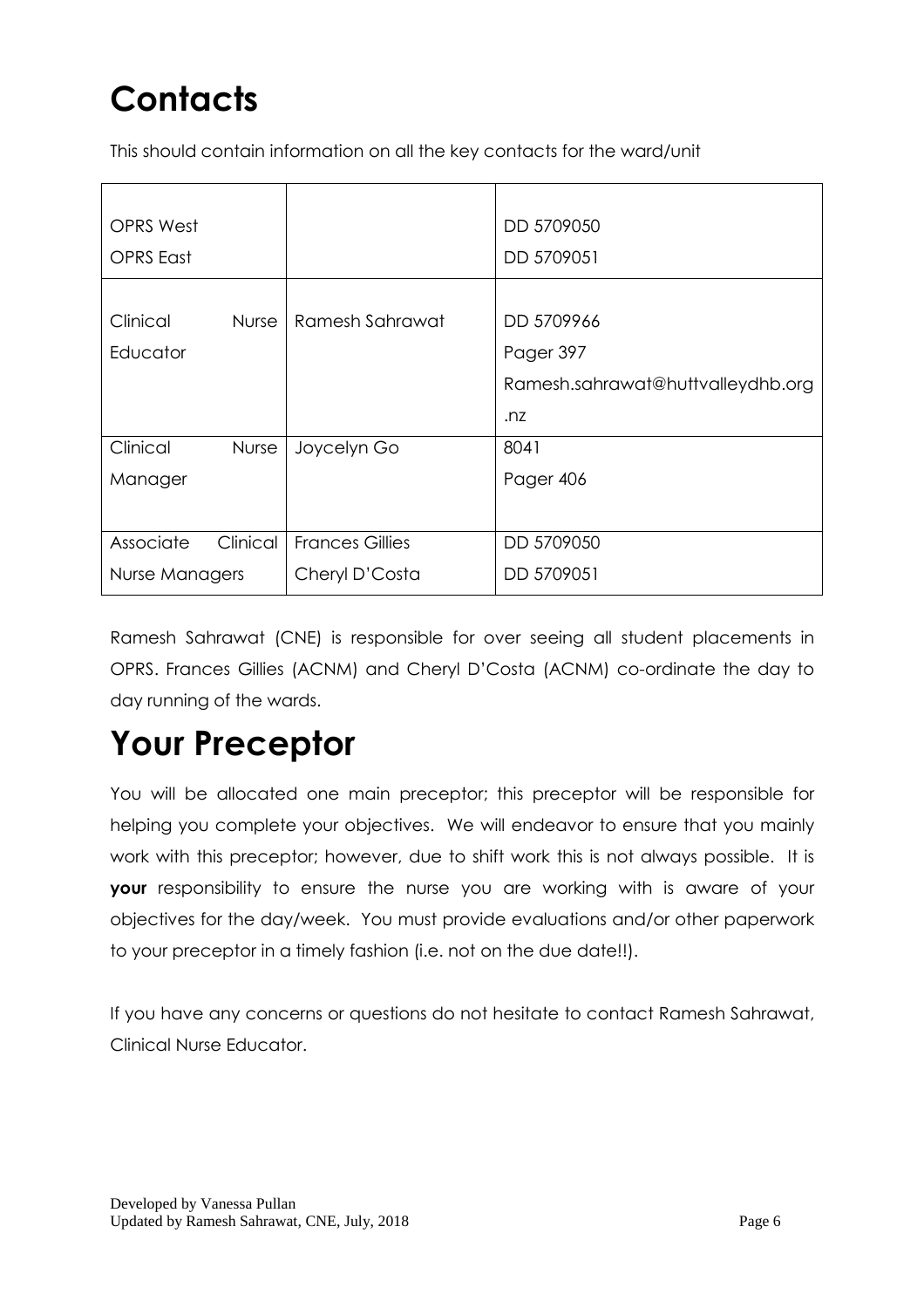# Contacts

This should contain information on all the key contacts for the ward/unit

| | | |
|---|---|---|
| OPRS West<br>OPRS East | | DD 5709050<br>DD 5709051 |
| Clinical Nurse Educator | Ramesh Sahrawat | DD 5709966<br>Pager 397<br>Ramesh.sahrawat@huttvalleydhb.org.nz |
| Clinical Nurse Manager | Joycelyn Go | 8041<br>Pager 406 |
| Associate Clinical Nurse Managers | Frances Gillies<br>Cheryl D'Costa | DD 5709050<br>DD 5709051 |

Ramesh Sahrawat (CNE) is responsible for over seeing all student placements in OPRS. Frances Gillies (ACNM) and Cheryl D'Costa (ACNM) co-ordinate the day to day running of the wards.

# Your Preceptor

You will be allocated one main preceptor; this preceptor will be responsible for helping you complete your objectives. We will endeavor to ensure that you mainly work with this preceptor; however, due to shift work this is not always possible. It is **your** responsibility to ensure the nurse you are working with is aware of your objectives for the day/week. You must provide evaluations and/or other paperwork to your preceptor in a timely fashion (i.e. not on the due date!!).

If you have any concerns or questions do not hesitate to contact Ramesh Sahrawat, Clinical Nurse Educator.

Developed by Vanessa Pullan
Updated by Ramesh Sahrawat, CNE, July, 2018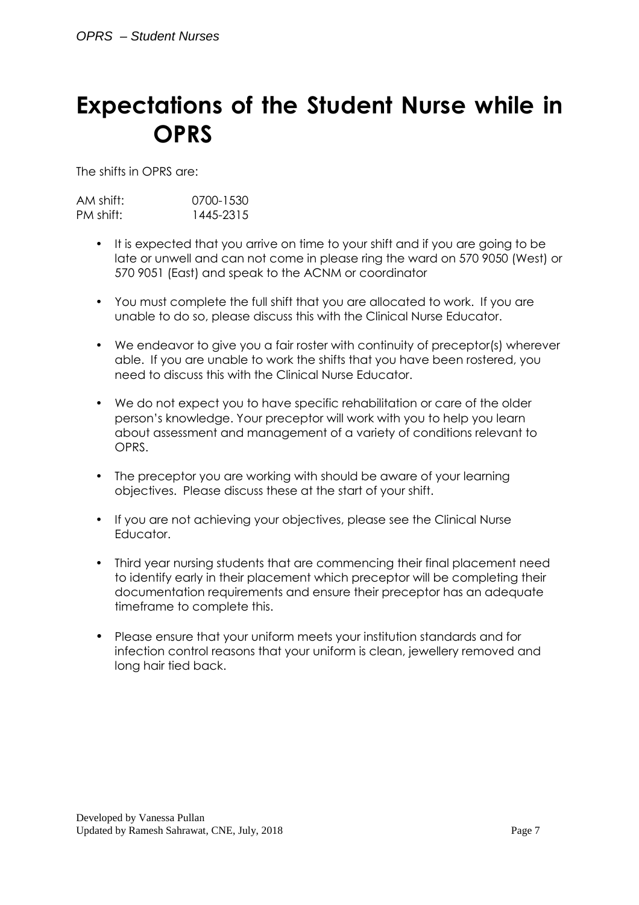# Expectations of the Student Nurse while in OPRS

The shifts in OPRS are:

| AM shift: | 0700-1530 |
|---|---|
| PM shift: | 1445-2315 |

- It is expected that you arrive on time to your shift and if you are going to be late or unwell and can not come in please ring the ward on 570 9050 (West) or 570 9051 (East) and speak to the ACNM or coordinator
- You must complete the full shift that you are allocated to work. If you are unable to do so, please discuss this with the Clinical Nurse Educator.
- We endeavor to give you a fair roster with continuity of preceptor(s) wherever able. If you are unable to work the shifts that you have been rostered, you need to discuss this with the Clinical Nurse Educator.
- We do not expect you to have specific rehabilitation or care of the older person's knowledge. Your preceptor will work with you to help you learn about assessment and management of a variety of conditions relevant to OPRS.
- The preceptor you are working with should be aware of your learning objectives. Please discuss these at the start of your shift.
- If you are not achieving your objectives, please see the Clinical Nurse Educator.
- Third year nursing students that are commencing their final placement need to identify early in their placement which preceptor will be completing their documentation requirements and ensure their preceptor has an adequate timeframe to complete this.
- Please ensure that your uniform meets your institution standards and for infection control reasons that your uniform is clean, jewellery removed and long hair tied back.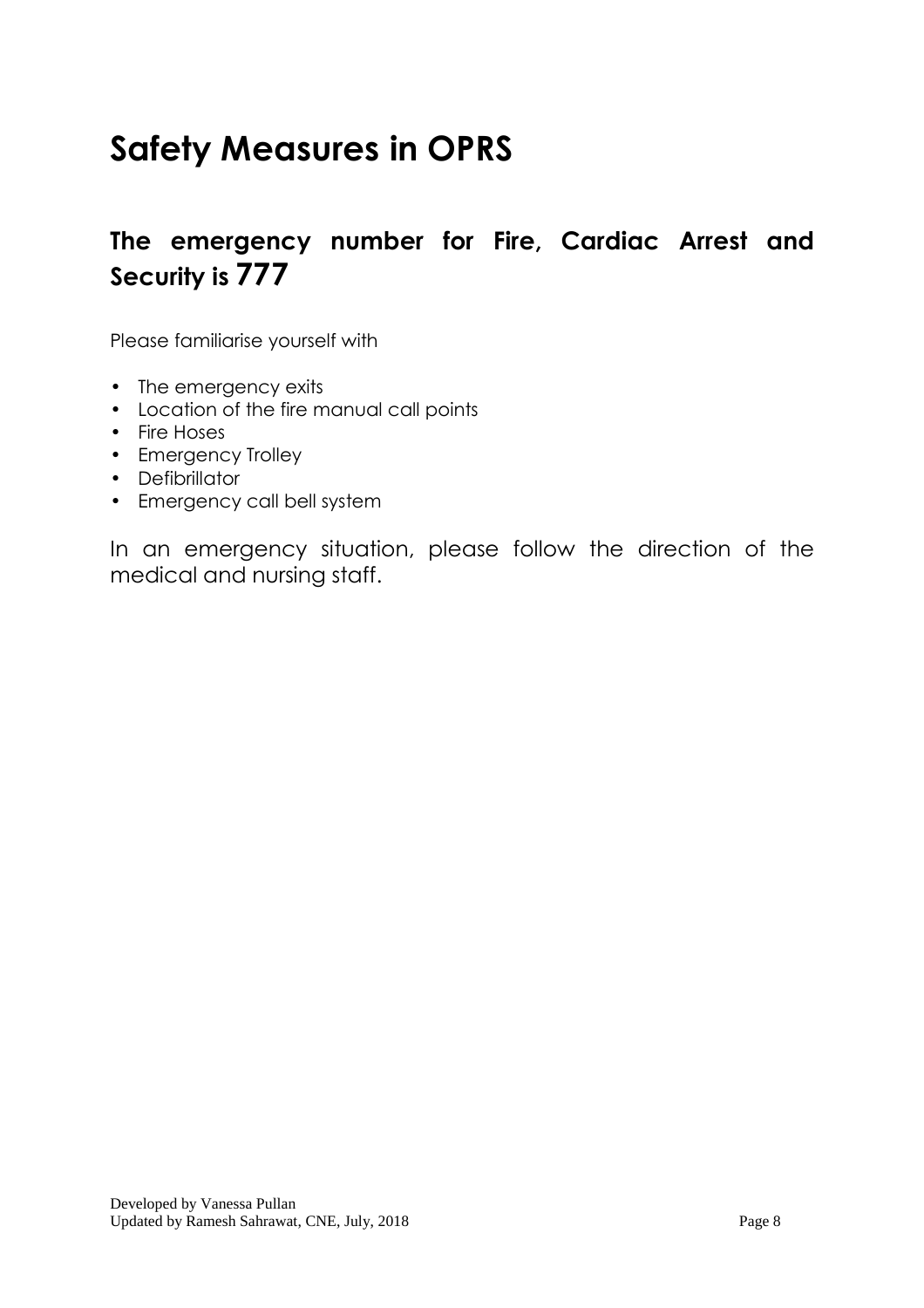# Safety Measures in OPRS

## The emergency number for Fire, Cardiac Arrest and Security is 777

Please familiarise yourself with

- The emergency exits
- Location of the fire manual call points
- Fire Hoses
- Emergency Trolley
- Defibrillator
- Emergency call bell system

In an emergency situation, please follow the direction of the medical and nursing staff.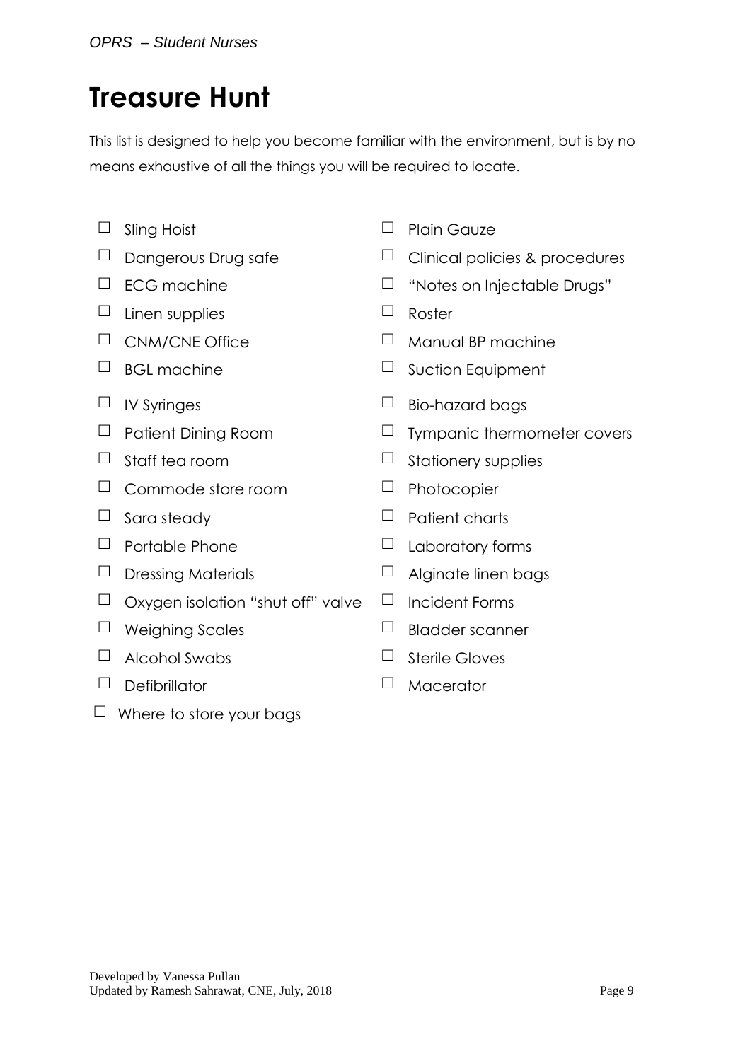# Treasure Hunt

This list is designed to help you become familiar with the environment, but is by no means exhaustive of all the things you will be required to locate.

- ☐ Sling Hoist
- ☐ Dangerous Drug safe
- ☐ ECG machine
- ☐ Linen supplies
- ☐ CNM/CNE Office
- ☐ BGL machine
- ☐ IV Syringes
- ☐ Patient Dining Room
- ☐ Staff tea room
- ☐ Commode store room
- ☐ Sara steady
- ☐ Portable Phone
- ☐ Dressing Materials
- ☐ Oxygen isolation "shut off" valve
- ☐ Weighing Scales
- ☐ Alcohol Swabs
- ☐ Defibrillator
- ☐ Where to store your bags
- ☐ Plain Gauze
- ☐ Clinical policies & procedures
- ☐ "Notes on Injectable Drugs"
- ☐ Roster
- ☐ Manual BP machine
- ☐ Suction Equipment
- ☐ Bio-hazard bags
- ☐ Tympanic thermometer covers
- ☐ Stationery supplies
- ☐ Photocopier
- ☐ Patient charts
- ☐ Laboratory forms
- ☐ Alginate linen bags
- ☐ Incident Forms
- ☐ Bladder scanner
- ☐ Sterile Gloves
- ☐ Macerator

Developed by Vanessa Pullan
Updated by Ramesh Sahrawat, CNE, July, 2018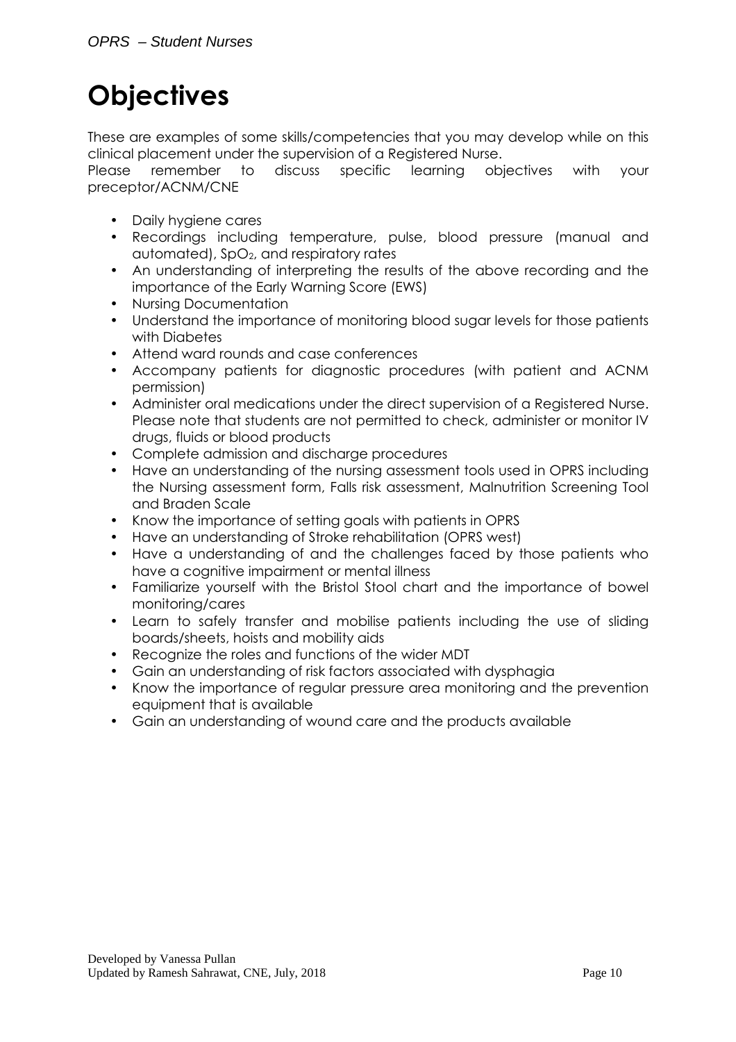# Objectives

These are examples of some skills/competencies that you may develop while on this clinical placement under the supervision of a Registered Nurse.
Please remember to discuss specific learning objectives with your preceptor/ACNM/CNE

- Daily hygiene cares
- Recordings including temperature, pulse, blood pressure (manual and automated), $SpO_2$, and respiratory rates
- An understanding of interpreting the results of the above recording and the importance of the Early Warning Score (EWS)
- Nursing Documentation
- Understand the importance of monitoring blood sugar levels for those patients with Diabetes
- Attend ward rounds and case conferences
- Accompany patients for diagnostic procedures (with patient and ACNM permission)
- Administer oral medications under the direct supervision of a Registered Nurse. Please note that students are not permitted to check, administer or monitor IV drugs, fluids or blood products
- Complete admission and discharge procedures
- Have an understanding of the nursing assessment tools used in OPRS including the Nursing assessment form, Falls risk assessment, Malnutrition Screening Tool and Braden Scale
- Know the importance of setting goals with patients in OPRS
- Have an understanding of Stroke rehabilitation (OPRS west)
- Have a understanding of and the challenges faced by those patients who have a cognitive impairment or mental illness
- Familiarize yourself with the Bristol Stool chart and the importance of bowel monitoring/cares
- Learn to safely transfer and mobilise patients including the use of sliding boards/sheets, hoists and mobility aids
- Recognize the roles and functions of the wider MDT
- Gain an understanding of risk factors associated with dysphagia
- Know the importance of regular pressure area monitoring and the prevention equipment that is available
- Gain an understanding of wound care and the products available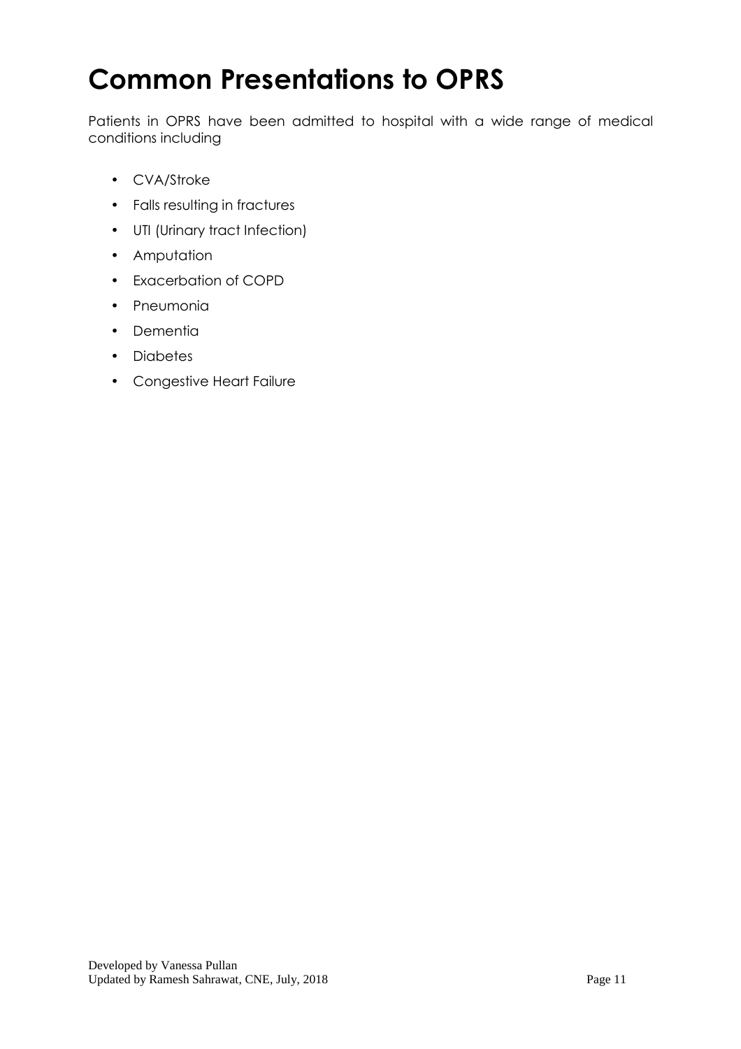# Common Presentations to OPRS

Patients in OPRS have been admitted to hospital with a wide range of medical conditions including

- CVA/Stroke
- Falls resulting in fractures
- UTI (Urinary tract Infection)
- Amputation
- Exacerbation of COPD
- Pneumonia
- Dementia
- Diabetes
- Congestive Heart Failure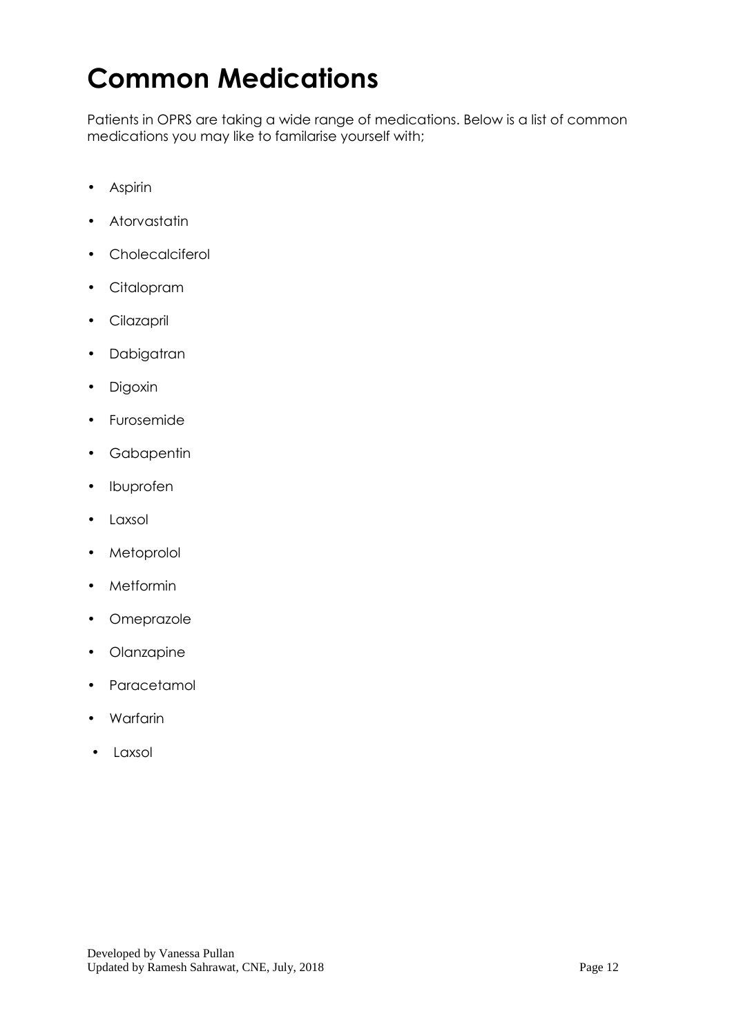# Common Medications

Patients in OPRS are taking a wide range of medications. Below is a list of common medications you may like to familarise yourself with;

- Aspirin
- Atorvastatin
- Cholecalciferol
- Citalopram
- Cilazapril
- Dabigatran
- Digoxin
- Furosemide
- Gabapentin
- Ibuprofen
- Laxsol
- Metoprolol
- Metformin
- Omeprazole
- Olanzapine
- Paracetamol
- Warfarin
- Laxsol

Developed by Vanessa Pullan
Updated by Ramesh Sahrawat, CNE, July, 2018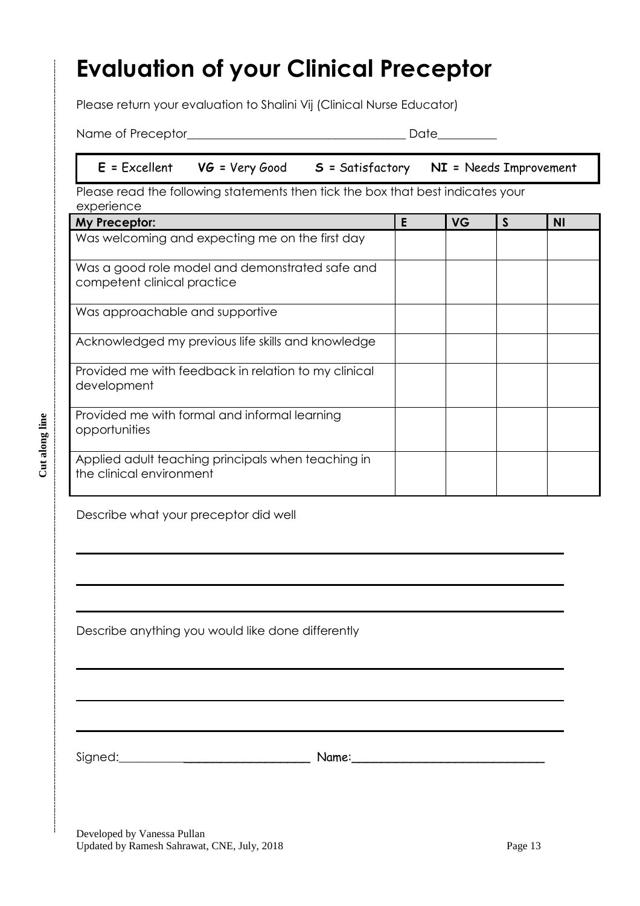# Evaluation of your Clinical Preceptor

Please return your evaluation to Shalini Vij (Clinical Nurse Educator)

Name of Preceptor_____________________________________ Date__________

**E** = Excellent **VG** = Very Good **S** = Satisfactory **NI** = Needs Improvement

Please read the following statements then tick the box that best indicates your experience

| My Preceptor: | E | VG | S | NI |
|---|---|---|---|---|
| Was welcoming and expecting me on the first day | | | | |
| Was a good role model and demonstrated safe and competent clinical practice | | | | |
| Was approachable and supportive | | | | |
| Acknowledged my previous life skills and knowledge | | | | |
| Provided me with feedback in relation to my clinical development | | | | |
| Provided me with formal and informal learning opportunities | | | | |
| Applied adult teaching principals when teaching in the clinical environment | | | | |

Describe what your preceptor did well

_______________________________________________________________

_______________________________________________________________

_______________________________________________________________

Describe anything you would like done differently

_______________________________________________________________

_______________________________________________________________

_______________________________________________________________

Signed:______________________________ Name:______________________________

Cut along line

Developed by Vanessa Pullan
Updated by Ramesh Sahrawat, CNE, July, 2018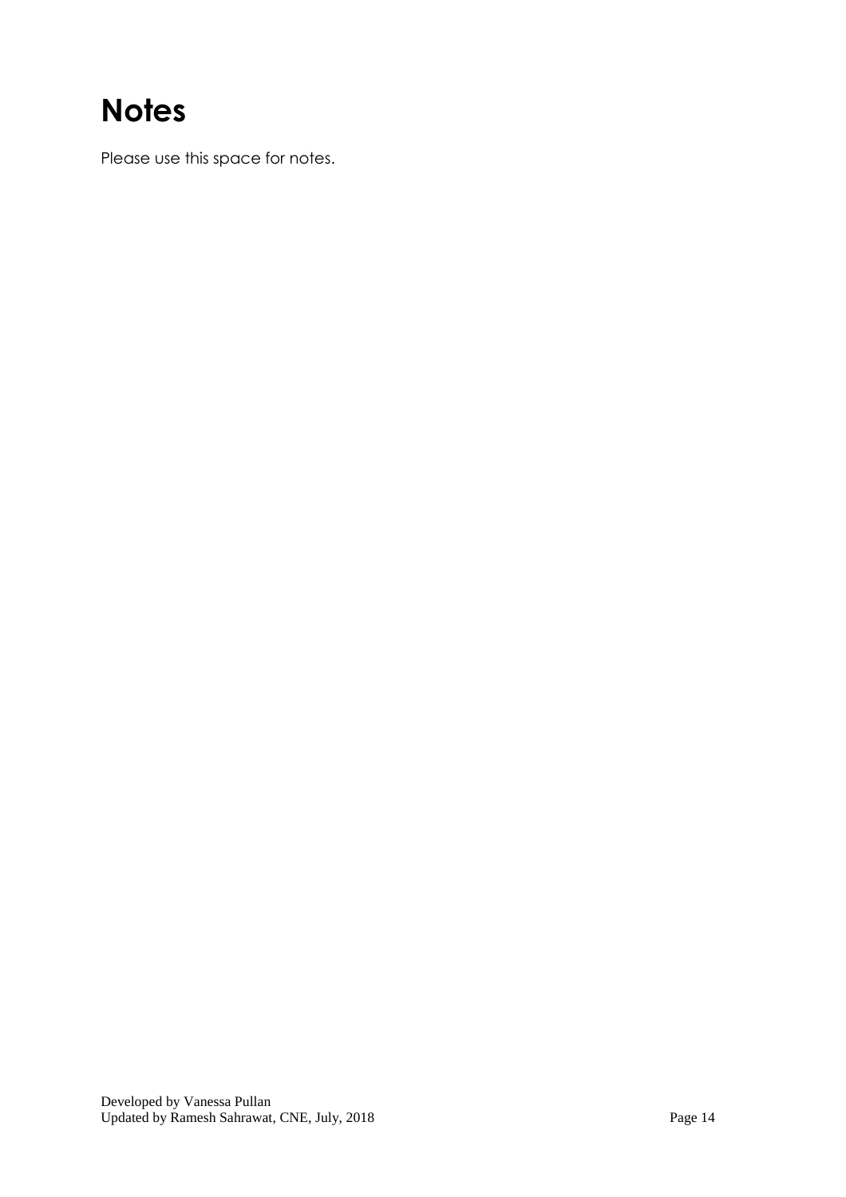# Notes

Please use this space for notes.